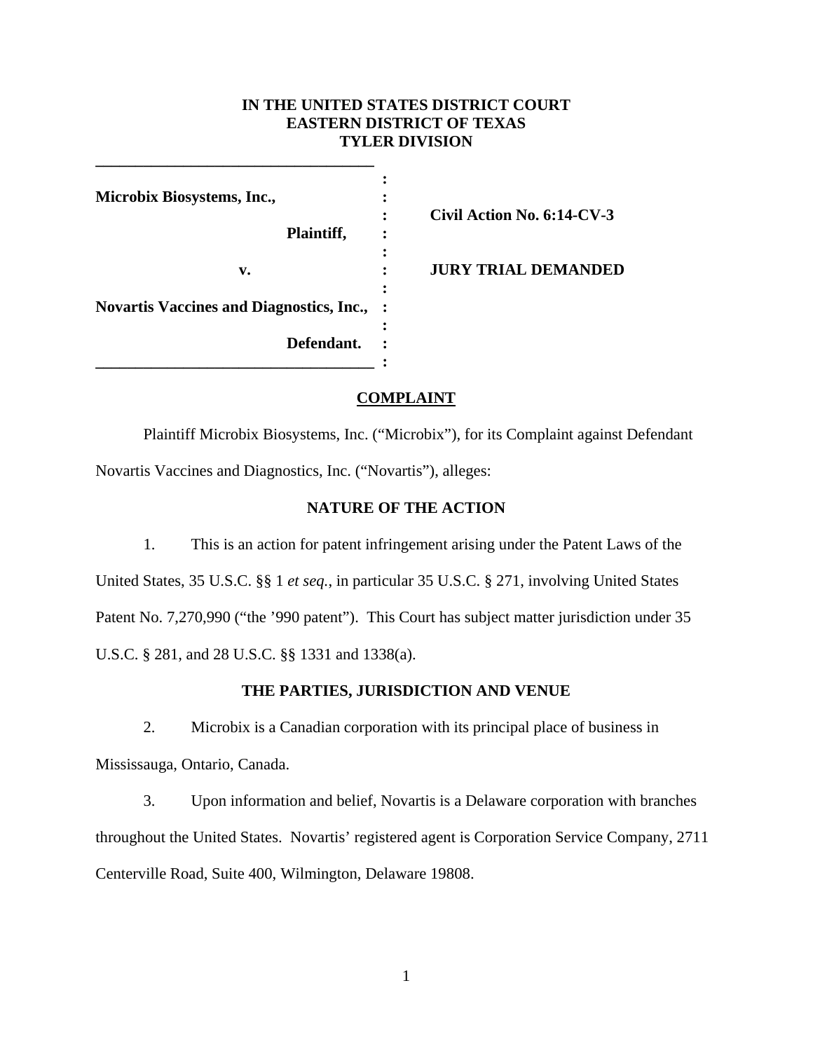**IN THE UNITED STATES DISTRICT COURT**
**EASTERN DISTRICT OF TEXAS**
**TYLER DIVISION**

| | |
|---|---|
| **Microbix Biosystems, Inc.,** | |
| **Plaintiff,** | **Civil Action No. 6:14-CV-3** |
| **v.** | **JURY TRIAL DEMANDED** |
| **Novartis Vaccines and Diagnostics, Inc.,** | |
| **Defendant.** | |

## COMPLAINT

Plaintiff Microbix Biosystems, Inc. ("Microbix"), for its Complaint against Defendant Novartis Vaccines and Diagnostics, Inc. ("Novartis"), alleges:

### NATURE OF THE ACTION

1. This is an action for patent infringement arising under the Patent Laws of the United States, 35 U.S.C. §§ 1 *et seq.*, in particular 35 U.S.C. § 271, involving United States Patent No. 7,270,990 ("the '990 patent"). This Court has subject matter jurisdiction under 35 U.S.C. § 281, and 28 U.S.C. §§ 1331 and 1338(a).

### THE PARTIES, JURISDICTION AND VENUE

2. Microbix is a Canadian corporation with its principal place of business in Mississauga, Ontario, Canada.

3. Upon information and belief, Novartis is a Delaware corporation with branches throughout the United States. Novartis' registered agent is Corporation Service Company, 2711 Centerville Road, Suite 400, Wilmington, Delaware 19808.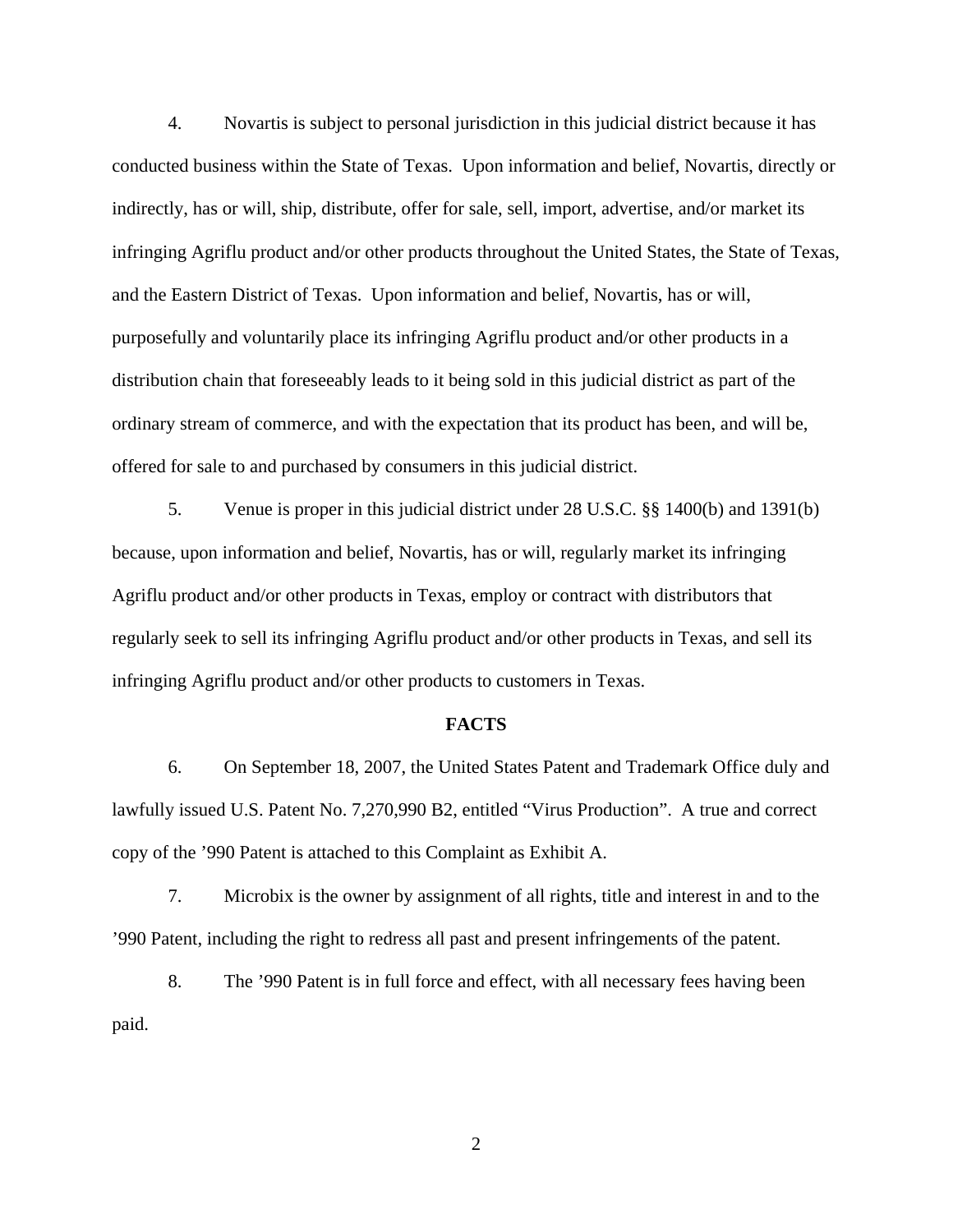4. Novartis is subject to personal jurisdiction in this judicial district because it has conducted business within the State of Texas. Upon information and belief, Novartis, directly or indirectly, has or will, ship, distribute, offer for sale, sell, import, advertise, and/or market its infringing Agriflu product and/or other products throughout the United States, the State of Texas, and the Eastern District of Texas. Upon information and belief, Novartis, has or will, purposefully and voluntarily place its infringing Agriflu product and/or other products in a distribution chain that foreseeably leads to it being sold in this judicial district as part of the ordinary stream of commerce, and with the expectation that its product has been, and will be, offered for sale to and purchased by consumers in this judicial district.

5. Venue is proper in this judicial district under 28 U.S.C. §§ 1400(b) and 1391(b) because, upon information and belief, Novartis, has or will, regularly market its infringing Agriflu product and/or other products in Texas, employ or contract with distributors that regularly seek to sell its infringing Agriflu product and/or other products in Texas, and sell its infringing Agriflu product and/or other products to customers in Texas.

**FACTS**

6. On September 18, 2007, the United States Patent and Trademark Office duly and lawfully issued U.S. Patent No. 7,270,990 B2, entitled "Virus Production". A true and correct copy of the '990 Patent is attached to this Complaint as Exhibit A.

7. Microbix is the owner by assignment of all rights, title and interest in and to the '990 Patent, including the right to redress all past and present infringements of the patent.

8. The '990 Patent is in full force and effect, with all necessary fees having been paid.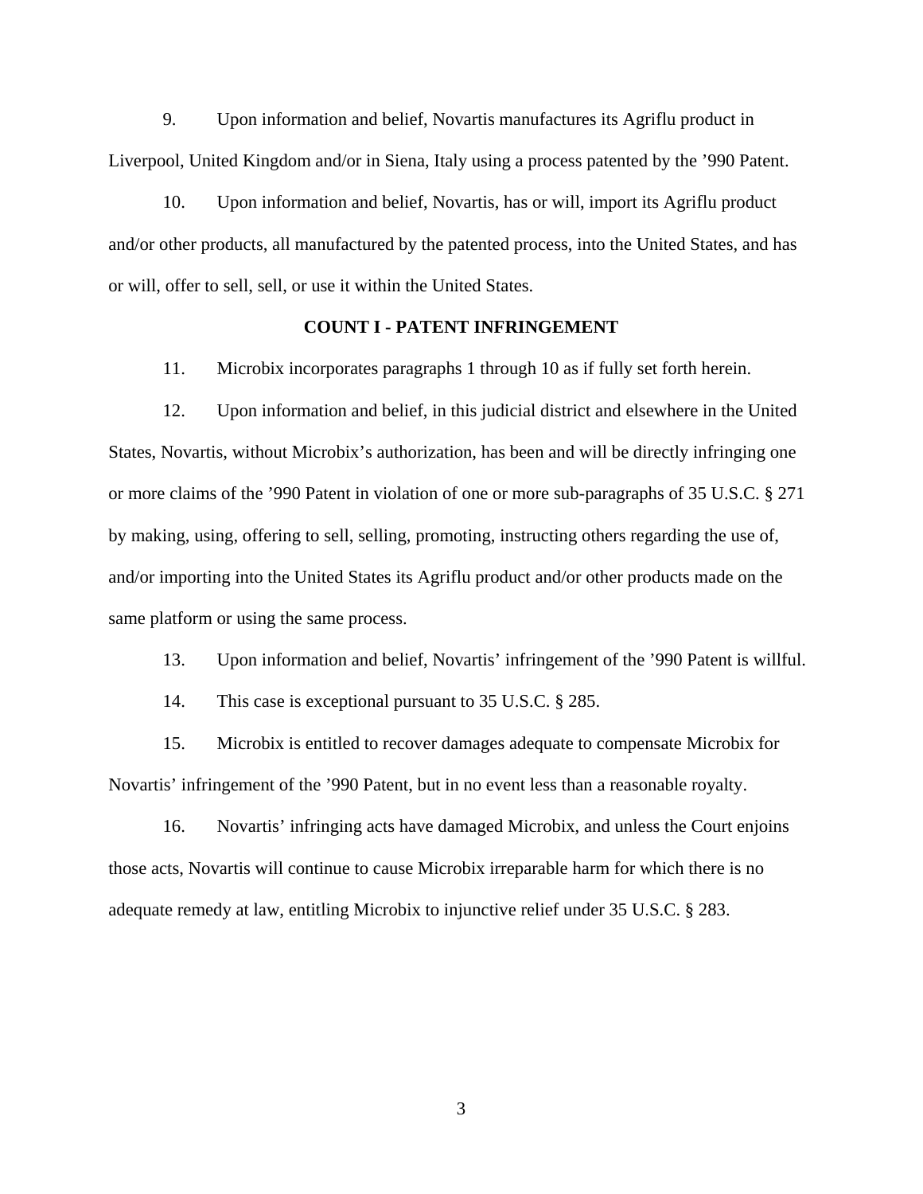9. Upon information and belief, Novartis manufactures its Agriflu product in Liverpool, United Kingdom and/or in Siena, Italy using a process patented by the ’990 Patent.

10. Upon information and belief, Novartis, has or will, import its Agriflu product and/or other products, all manufactured by the patented process, into the United States, and has or will, offer to sell, sell, or use it within the United States.

**COUNT I - PATENT INFRINGEMENT**

11. Microbix incorporates paragraphs 1 through 10 as if fully set forth herein.

12. Upon information and belief, in this judicial district and elsewhere in the United States, Novartis, without Microbix’s authorization, has been and will be directly infringing one or more claims of the ’990 Patent in violation of one or more sub-paragraphs of 35 U.S.C. § 271 by making, using, offering to sell, selling, promoting, instructing others regarding the use of, and/or importing into the United States its Agriflu product and/or other products made on the same platform or using the same process.

13. Upon information and belief, Novartis’ infringement of the ’990 Patent is willful.

14. This case is exceptional pursuant to 35 U.S.C. § 285.

15. Microbix is entitled to recover damages adequate to compensate Microbix for Novartis’ infringement of the ’990 Patent, but in no event less than a reasonable royalty.

16. Novartis’ infringing acts have damaged Microbix, and unless the Court enjoins those acts, Novartis will continue to cause Microbix irreparable harm for which there is no adequate remedy at law, entitling Microbix to injunctive relief under 35 U.S.C. § 283.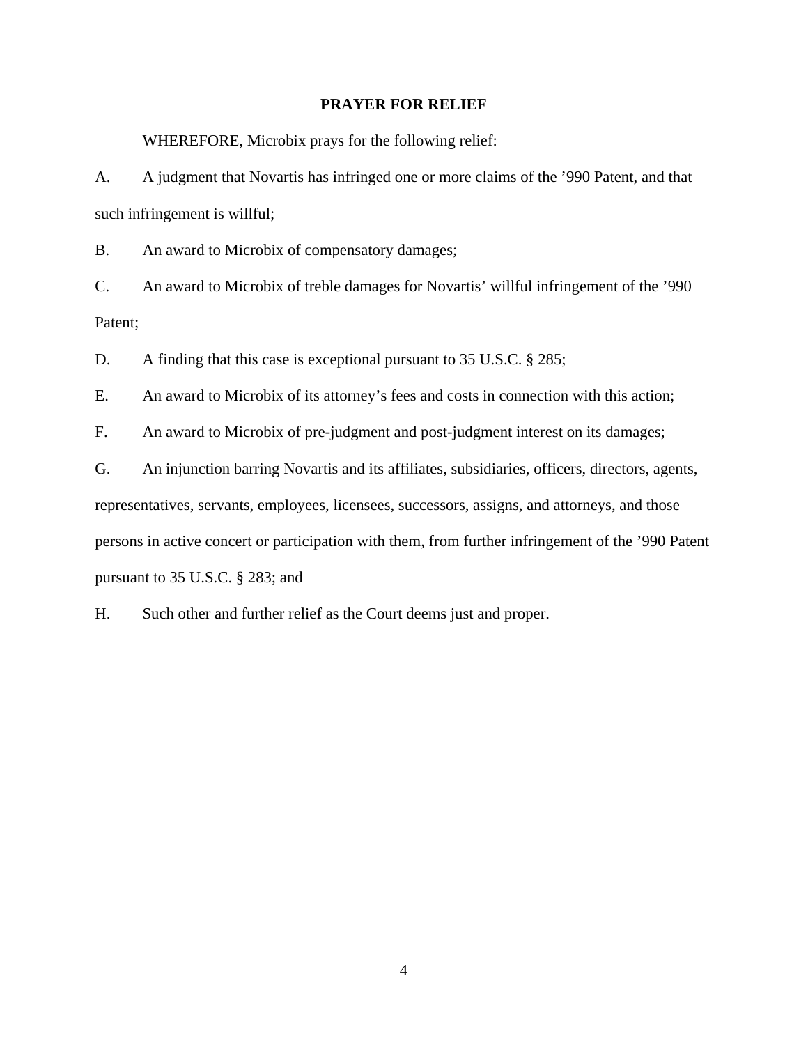## PRAYER FOR RELIEF

WHEREFORE, Microbix prays for the following relief:

A. A judgment that Novartis has infringed one or more claims of the ’990 Patent, and that such infringement is willful;

B. An award to Microbix of compensatory damages;

C. An award to Microbix of treble damages for Novartis’ willful infringement of the ’990 Patent;

D. A finding that this case is exceptional pursuant to 35 U.S.C. § 285;

E. An award to Microbix of its attorney’s fees and costs in connection with this action;

F. An award to Microbix of pre-judgment and post-judgment interest on its damages;

G. An injunction barring Novartis and its affiliates, subsidiaries, officers, directors, agents, representatives, servants, employees, licensees, successors, assigns, and attorneys, and those persons in active concert or participation with them, from further infringement of the ’990 Patent pursuant to 35 U.S.C. § 283; and

H. Such other and further relief as the Court deems just and proper.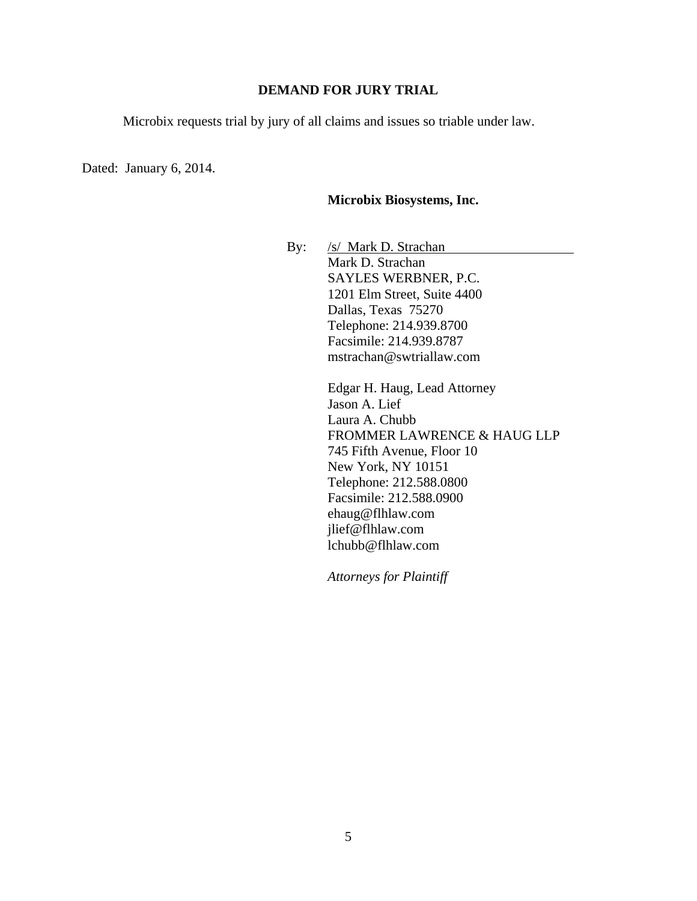## DEMAND FOR JURY TRIAL

Microbix requests trial by jury of all claims and issues so triable under law.

Dated: January 6, 2014.

**Microbix Biosystems, Inc.**

By: /s/ Mark D. Strachan

Mark D. Strachan
SAYLES WERBNER, P.C.
1201 Elm Street, Suite 4400
Dallas, Texas 75270
Telephone: 214.939.8700
Facsimile: 214.939.8787
mstrachan@swtriallaw.com

Edgar H. Haug, Lead Attorney
Jason A. Lief
Laura A. Chubb
FROMMER LAWRENCE & HAUG LLP
745 Fifth Avenue, Floor 10
New York, NY 10151
Telephone: 212.588.0800
Facsimile: 212.588.0900
ehaug@flhlaw.com
jlief@flhlaw.com
lchubb@flhlaw.com

*Attorneys for Plaintiff*